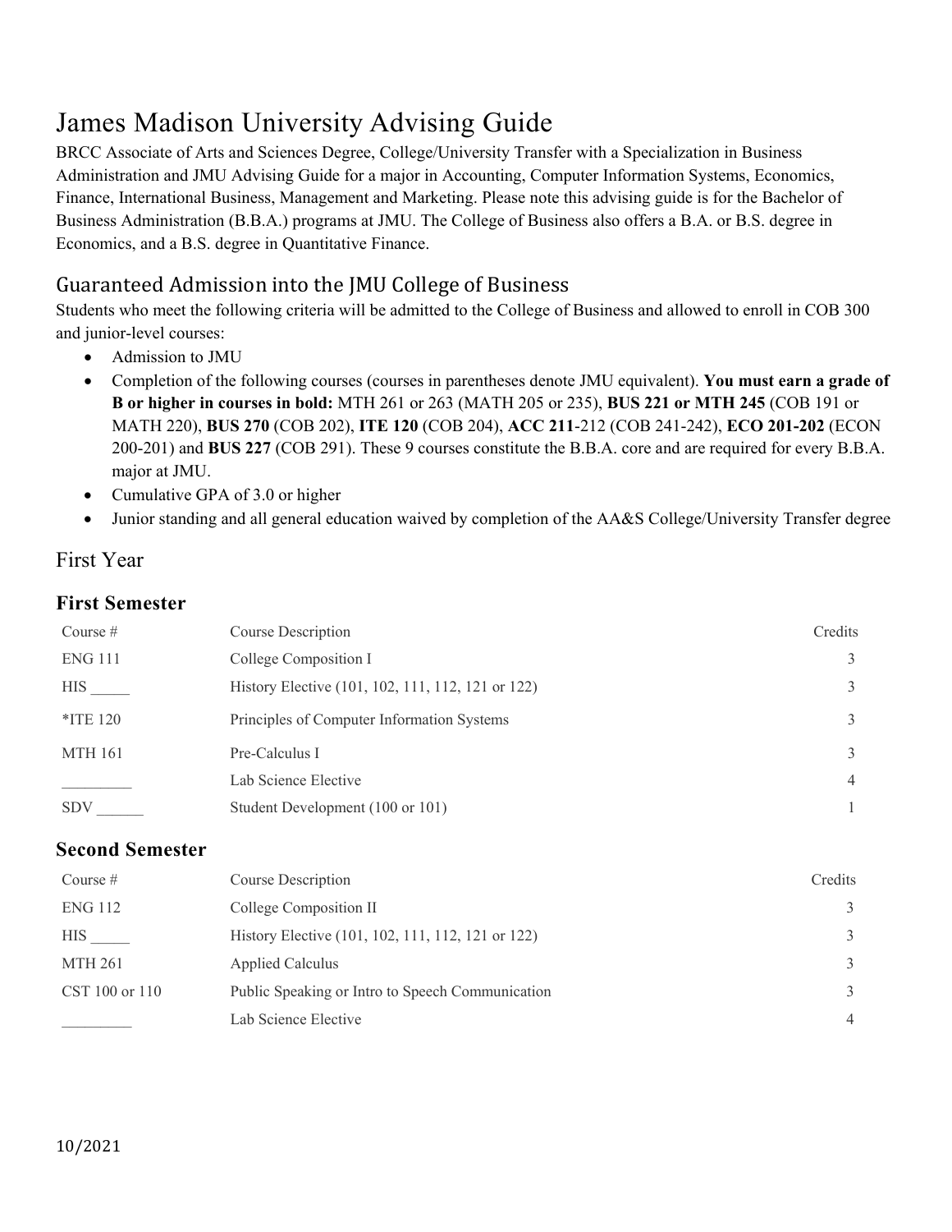# James Madison University Advising Guide

BRCC Associate of Arts and Sciences Degree, College/University Transfer with a Specialization in Business Administration and JMU Advising Guide for a major in Accounting, Computer Information Systems, Economics, Finance, International Business, Management and Marketing. Please note this advising guide is for the Bachelor of Business Administration (B.B.A.) programs at JMU. The College of Business also offers a B.A. or B.S. degree in Economics, and a B.S. degree in Quantitative Finance.

## Guaranteed Admission into the JMU College of Business

Students who meet the following criteria will be admitted to the College of Business and allowed to enroll in COB 300 and junior-level courses:

- Admission to JMU
- Completion of the following courses (courses in parentheses denote JMU equivalent). **You must earn a grade of B or higher in courses in bold:** MTH 261 or 263 (MATH 205 or 235), **BUS 221 or MTH 245** (COB 191 or MATH 220), **BUS 270** (COB 202), **ITE 120** (COB 204), **ACC 211**-212 (COB 241-242), **ECO 201-202** (ECON 200-201) and **BUS 227** (COB 291). These 9 courses constitute the B.B.A. core and are required for every B.B.A. major at JMU.
- Cumulative GPA of 3.0 or higher
- Junior standing and all general education waived by completion of the AA&S College/University Transfer degree

## First Year

### First Semester

| Course # | Course Description | Credits |
|---|---|---|
| ENG 111 | College Composition I | 3 |
| HIS _____ | History Elective (101, 102, 111, 112, 121 or 122) | 3 |
| *ITE 120 | Principles of Computer Information Systems | 3 |
| MTH 161 | Pre-Calculus I | 3 |
| _________ | Lab Science Elective | 4 |
| SDV ______ | Student Development (100 or 101) | 1 |

### Second Semester

| Course # | Course Description | Credits |
|---|---|---|
| ENG 112 | College Composition II | 3 |
| HIS _____ | History Elective (101, 102, 111, 112, 121 or 122) | 3 |
| MTH 261 | Applied Calculus | 3 |
| CST 100 or 110 | Public Speaking or Intro to Speech Communication | 3 |
| _________ | Lab Science Elective | 4 |

10/2021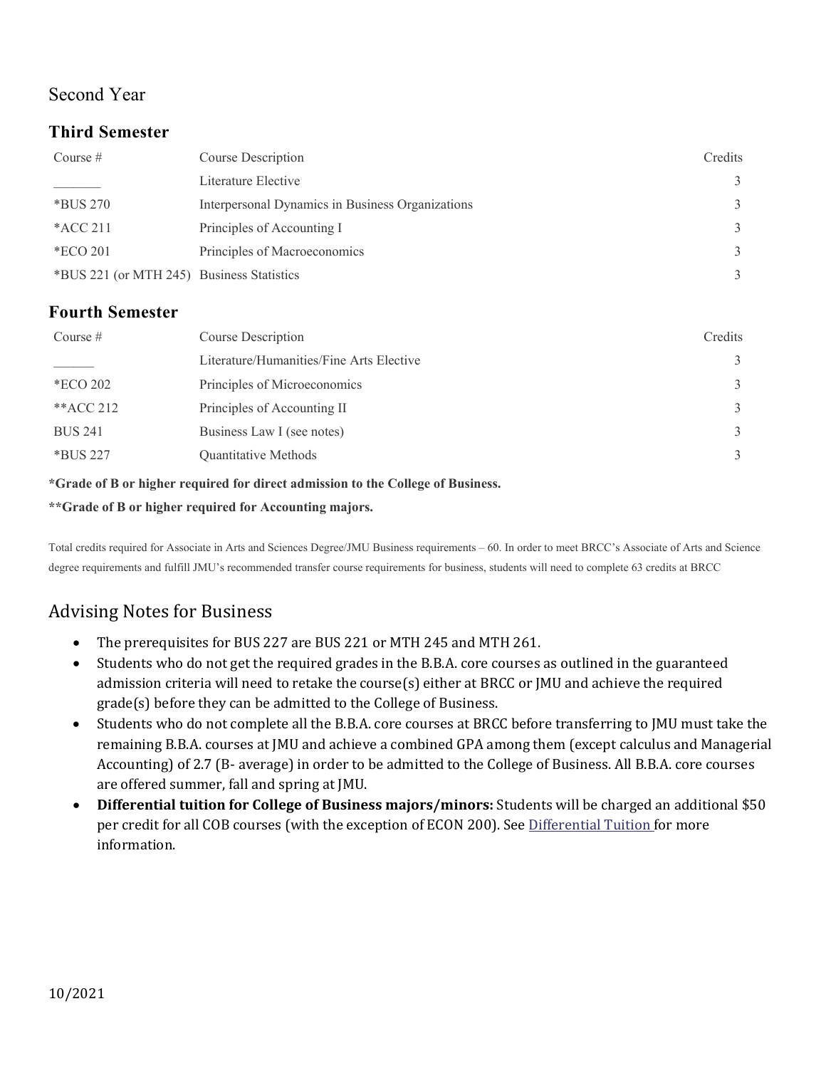## Second Year

### Third Semester

| Course # | Course Description | Credits |
|---|---|---|
| _______ | Literature Elective | 3 |
| *BUS 270 | Interpersonal Dynamics in Business Organizations | 3 |
| *ACC 211 | Principles of Accounting I | 3 |
| *ECO 201 | Principles of Macroeconomics | 3 |
| *BUS 221 (or MTH 245) | Business Statistics | 3 |

### Fourth Semester

| Course # | Course Description | Credits |
|---|---|---|
| ______ | Literature/Humanities/Fine Arts Elective | 3 |
| *ECO 202 | Principles of Microeconomics | 3 |
| **ACC 212 | Principles of Accounting II | 3 |
| BUS 241 | Business Law I (see notes) | 3 |
| *BUS 227 | Quantitative Methods | 3 |

**\*Grade of B or higher required for direct admission to the College of Business.**

**\*\*Grade of B or higher required for Accounting majors.**

Total credits required for Associate in Arts and Sciences Degree/JMU Business requirements – 60. In order to meet BRCC's Associate of Arts and Science degree requirements and fulfill JMU's recommended transfer course requirements for business, students will need to complete 63 credits at BRCC

## Advising Notes for Business

- The prerequisites for BUS 227 are BUS 221 or MTH 245 and MTH 261.
- Students who do not get the required grades in the B.B.A. core courses as outlined in the guaranteed admission criteria will need to retake the course(s) either at BRCC or JMU and achieve the required grade(s) before they can be admitted to the College of Business.
- Students who do not complete all the B.B.A. core courses at BRCC before transferring to JMU must take the remaining B.B.A. courses at JMU and achieve a combined GPA among them (except calculus and Managerial Accounting) of 2.7 (B- average) in order to be admitted to the College of Business. All B.B.A. core courses are offered summer, fall and spring at JMU.
- **Differential tuition for College of Business majors/minors:** Students will be charged an additional $50 per credit for all COB courses (with the exception of ECON 200). See Differential Tuition for more information.

10/2021